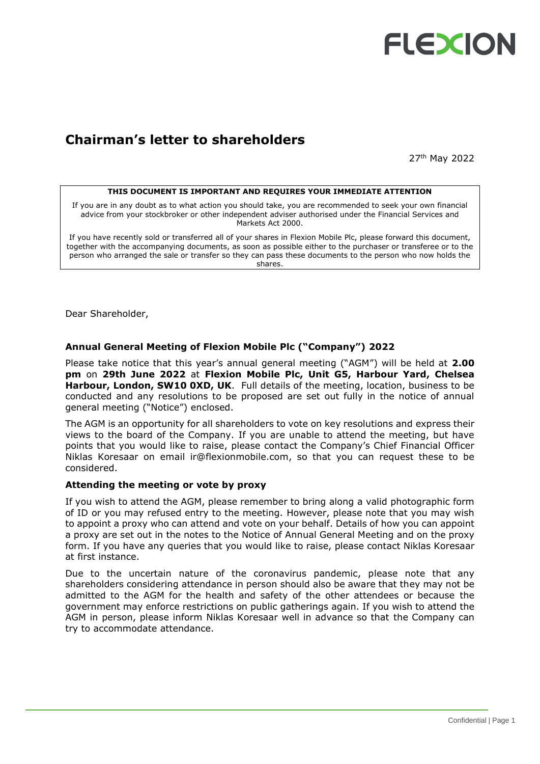# Chairman's letter to shareholders

27th May 2022

**THIS DOCUMENT IS IMPORTANT AND REQUIRES YOUR IMMEDIATE ATTENTION**

If you are in any doubt as to what action you should take, you are recommended to seek your own financial advice from your stockbroker or other independent adviser authorised under the Financial Services and Markets Act 2000.

If you have recently sold or transferred all of your shares in Flexion Mobile Plc, please forward this document, together with the accompanying documents, as soon as possible either to the purchaser or transferee or to the person who arranged the sale or transfer so they can pass these documents to the person who now holds the shares.

Dear Shareholder,

**Annual General Meeting of Flexion Mobile Plc ("Company") 2022**

Please take notice that this year's annual general meeting ("AGM") will be held at **2.00 pm** on **29th June 2022** at **Flexion Mobile Plc, Unit G5, Harbour Yard, Chelsea Harbour, London, SW10 0XD, UK**. Full details of the meeting, location, business to be conducted and any resolutions to be proposed are set out fully in the notice of annual general meeting ("Notice") enclosed.

The AGM is an opportunity for all shareholders to vote on key resolutions and express their views to the board of the Company. If you are unable to attend the meeting, but have points that you would like to raise, please contact the Company's Chief Financial Officer Niklas Koresaar on email ir@flexionmobile.com, so that you can request these to be considered.

**Attending the meeting or vote by proxy**

If you wish to attend the AGM, please remember to bring along a valid photographic form of ID or you may refused entry to the meeting. However, please note that you may wish to appoint a proxy who can attend and vote on your behalf. Details of how you can appoint a proxy are set out in the notes to the Notice of Annual General Meeting and on the proxy form. If you have any queries that you would like to raise, please contact Niklas Koresaar at first instance.

Due to the uncertain nature of the coronavirus pandemic, please note that any shareholders considering attendance in person should also be aware that they may not be admitted to the AGM for the health and safety of the other attendees or because the government may enforce restrictions on public gatherings again. If you wish to attend the AGM in person, please inform Niklas Koresaar well in advance so that the Company can try to accommodate attendance.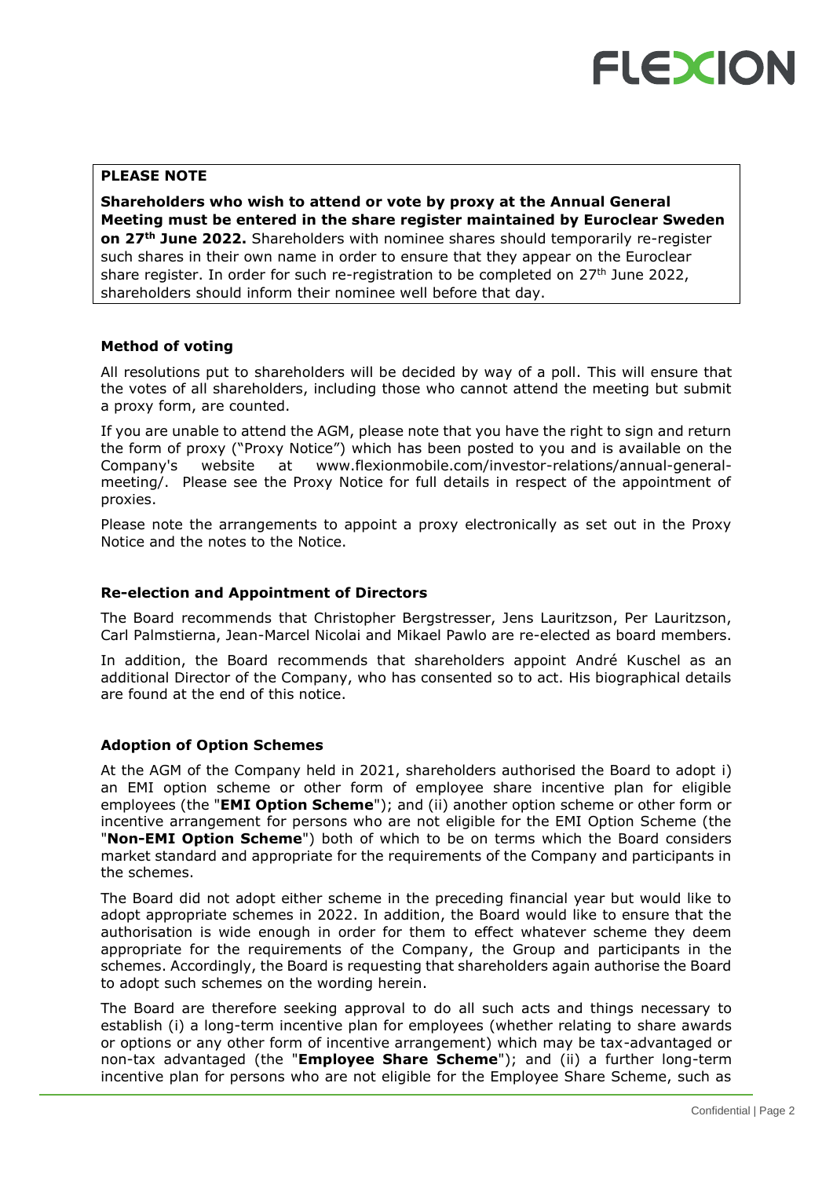**PLEASE NOTE**

**Shareholders who wish to attend or vote by proxy at the Annual General Meeting must be entered in the share register maintained by Euroclear Sweden on 27th June 2022.** Shareholders with nominee shares should temporarily re-register such shares in their own name in order to ensure that they appear on the Euroclear share register. In order for such re-registration to be completed on 27th June 2022, shareholders should inform their nominee well before that day.

**Method of voting**

All resolutions put to shareholders will be decided by way of a poll. This will ensure that the votes of all shareholders, including those who cannot attend the meeting but submit a proxy form, are counted.

If you are unable to attend the AGM, please note that you have the right to sign and return the form of proxy ("Proxy Notice") which has been posted to you and is available on the Company's website at www.flexionmobile.com/investor-relations/annual-general-meeting/. Please see the Proxy Notice for full details in respect of the appointment of proxies.

Please note the arrangements to appoint a proxy electronically as set out in the Proxy Notice and the notes to the Notice.

**Re-election and Appointment of Directors**

The Board recommends that Christopher Bergstresser, Jens Lauritzson, Per Lauritzson, Carl Palmstierna, Jean-Marcel Nicolai and Mikael Pawlo are re-elected as board members.

In addition, the Board recommends that shareholders appoint André Kuschel as an additional Director of the Company, who has consented so to act. His biographical details are found at the end of this notice.

**Adoption of Option Schemes**

At the AGM of the Company held in 2021, shareholders authorised the Board to adopt i) an EMI option scheme or other form of employee share incentive plan for eligible employees (the "**EMI Option Scheme**"); and (ii) another option scheme or other form or incentive arrangement for persons who are not eligible for the EMI Option Scheme (the "**Non-EMI Option Scheme**") both of which to be on terms which the Board considers market standard and appropriate for the requirements of the Company and participants in the schemes.

The Board did not adopt either scheme in the preceding financial year but would like to adopt appropriate schemes in 2022. In addition, the Board would like to ensure that the authorisation is wide enough in order for them to effect whatever scheme they deem appropriate for the requirements of the Company, the Group and participants in the schemes. Accordingly, the Board is requesting that shareholders again authorise the Board to adopt such schemes on the wording herein.

The Board are therefore seeking approval to do all such acts and things necessary to establish (i) a long-term incentive plan for employees (whether relating to share awards or options or any other form of incentive arrangement) which may be tax-advantaged or non-tax advantaged (the "**Employee Share Scheme**"); and (ii) a further long-term incentive plan for persons who are not eligible for the Employee Share Scheme, such as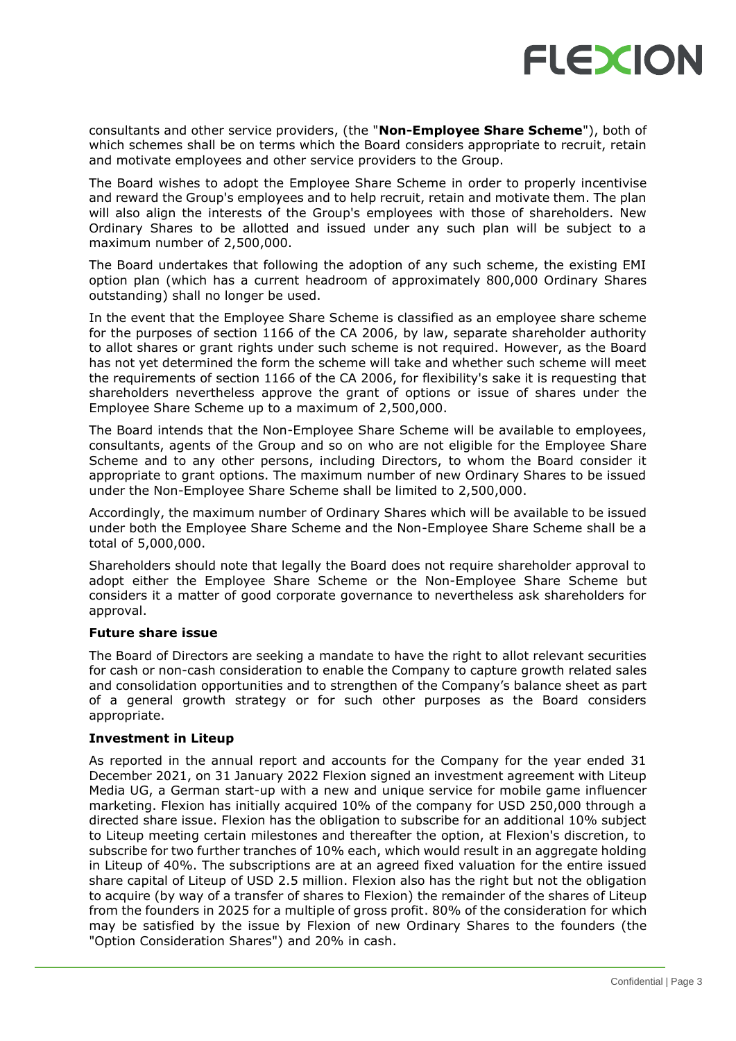consultants and other service providers, (the "**Non-Employee Share Scheme**"), both of which schemes shall be on terms which the Board considers appropriate to recruit, retain and motivate employees and other service providers to the Group.

The Board wishes to adopt the Employee Share Scheme in order to properly incentivise and reward the Group's employees and to help recruit, retain and motivate them. The plan will also align the interests of the Group's employees with those of shareholders. New Ordinary Shares to be allotted and issued under any such plan will be subject to a maximum number of 2,500,000.

The Board undertakes that following the adoption of any such scheme, the existing EMI option plan (which has a current headroom of approximately 800,000 Ordinary Shares outstanding) shall no longer be used.

In the event that the Employee Share Scheme is classified as an employee share scheme for the purposes of section 1166 of the CA 2006, by law, separate shareholder authority to allot shares or grant rights under such scheme is not required. However, as the Board has not yet determined the form the scheme will take and whether such scheme will meet the requirements of section 1166 of the CA 2006, for flexibility's sake it is requesting that shareholders nevertheless approve the grant of options or issue of shares under the Employee Share Scheme up to a maximum of 2,500,000.

The Board intends that the Non-Employee Share Scheme will be available to employees, consultants, agents of the Group and so on who are not eligible for the Employee Share Scheme and to any other persons, including Directors, to whom the Board consider it appropriate to grant options. The maximum number of new Ordinary Shares to be issued under the Non-Employee Share Scheme shall be limited to 2,500,000.

Accordingly, the maximum number of Ordinary Shares which will be available to be issued under both the Employee Share Scheme and the Non-Employee Share Scheme shall be a total of 5,000,000.

Shareholders should note that legally the Board does not require shareholder approval to adopt either the Employee Share Scheme or the Non-Employee Share Scheme but considers it a matter of good corporate governance to nevertheless ask shareholders for approval.

**Future share issue**

The Board of Directors are seeking a mandate to have the right to allot relevant securities for cash or non-cash consideration to enable the Company to capture growth related sales and consolidation opportunities and to strengthen of the Company's balance sheet as part of a general growth strategy or for such other purposes as the Board considers appropriate.

**Investment in Liteup**

As reported in the annual report and accounts for the Company for the year ended 31 December 2021, on 31 January 2022 Flexion signed an investment agreement with Liteup Media UG, a German start-up with a new and unique service for mobile game influencer marketing. Flexion has initially acquired 10% of the company for USD 250,000 through a directed share issue. Flexion has the obligation to subscribe for an additional 10% subject to Liteup meeting certain milestones and thereafter the option, at Flexion's discretion, to subscribe for two further tranches of 10% each, which would result in an aggregate holding in Liteup of 40%. The subscriptions are at an agreed fixed valuation for the entire issued share capital of Liteup of USD 2.5 million. Flexion also has the right but not the obligation to acquire (by way of a transfer of shares to Flexion) the remainder of the shares of Liteup from the founders in 2025 for a multiple of gross profit. 80% of the consideration for which may be satisfied by the issue by Flexion of new Ordinary Shares to the founders (the "Option Consideration Shares") and 20% in cash.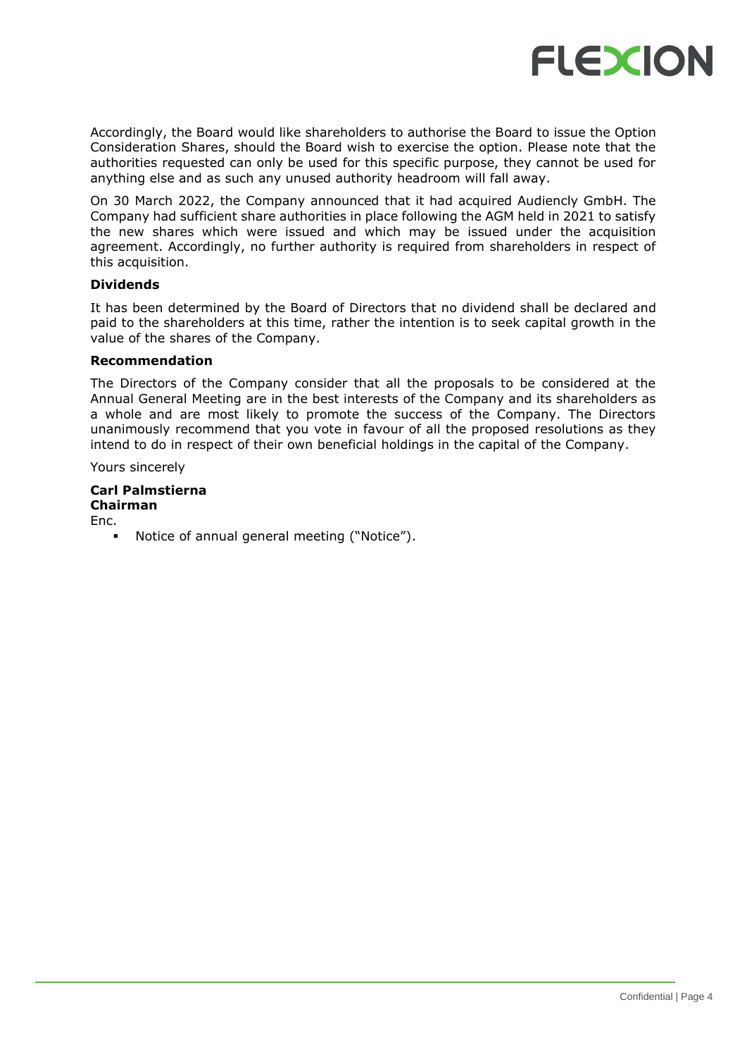Accordingly, the Board would like shareholders to authorise the Board to issue the Option Consideration Shares, should the Board wish to exercise the option. Please note that the authorities requested can only be used for this specific purpose, they cannot be used for anything else and as such any unused authority headroom will fall away.

On 30 March 2022, the Company announced that it had acquired Audiencly GmbH. The Company had sufficient share authorities in place following the AGM held in 2021 to satisfy the new shares which were issued and which may be issued under the acquisition agreement. Accordingly, no further authority is required from shareholders in respect of this acquisition.

**Dividends**

It has been determined by the Board of Directors that no dividend shall be declared and paid to the shareholders at this time, rather the intention is to seek capital growth in the value of the shares of the Company.

**Recommendation**

The Directors of the Company consider that all the proposals to be considered at the Annual General Meeting are in the best interests of the Company and its shareholders as a whole and are most likely to promote the success of the Company. The Directors unanimously recommend that you vote in favour of all the proposed resolutions as they intend to do in respect of their own beneficial holdings in the capital of the Company.

Yours sincerely

**Carl Palmstierna**
**Chairman**

Enc.

- Notice of annual general meeting ("Notice").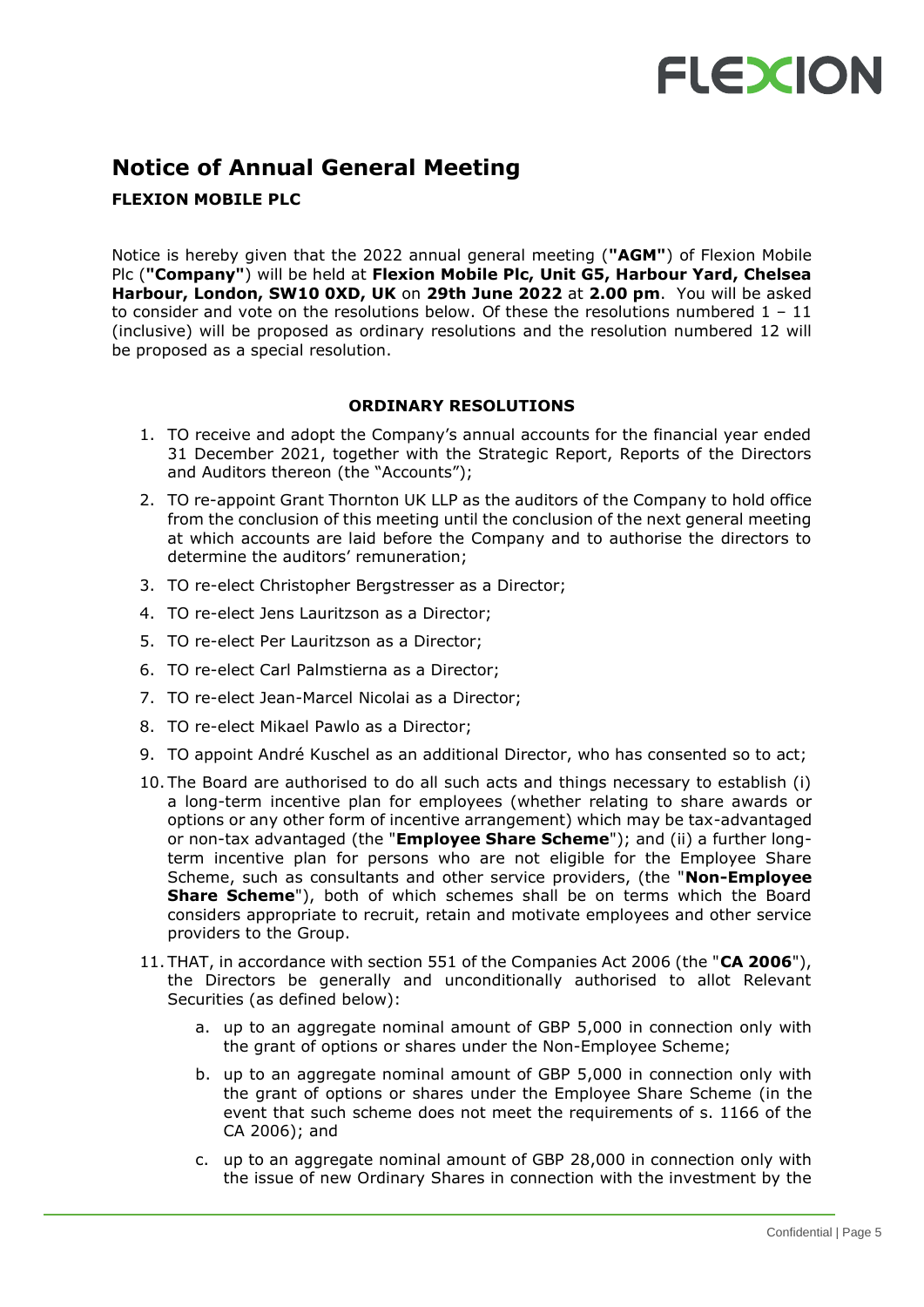# Notice of Annual General Meeting

**FLEXION MOBILE PLC**

Notice is hereby given that the 2022 annual general meeting (**"AGM"**) of Flexion Mobile Plc (**"Company"**) will be held at **Flexion Mobile Plc, Unit G5, Harbour Yard, Chelsea Harbour, London, SW10 0XD, UK** on **29th June 2022** at **2.00 pm**. You will be asked to consider and vote on the resolutions below. Of these the resolutions numbered 1 – 11 (inclusive) will be proposed as ordinary resolutions and the resolution numbered 12 will be proposed as a special resolution.

**ORDINARY RESOLUTIONS**

1. TO receive and adopt the Company's annual accounts for the financial year ended 31 December 2021, together with the Strategic Report, Reports of the Directors and Auditors thereon (the "Accounts");
2. TO re-appoint Grant Thornton UK LLP as the auditors of the Company to hold office from the conclusion of this meeting until the conclusion of the next general meeting at which accounts are laid before the Company and to authorise the directors to determine the auditors' remuneration;
3. TO re-elect Christopher Bergstresser as a Director;
4. TO re-elect Jens Lauritzson as a Director;
5. TO re-elect Per Lauritzson as a Director;
6. TO re-elect Carl Palmstierna as a Director;
7. TO re-elect Jean-Marcel Nicolai as a Director;
8. TO re-elect Mikael Pawlo as a Director;
9. TO appoint André Kuschel as an additional Director, who has consented so to act;
10. The Board are authorised to do all such acts and things necessary to establish (i) a long-term incentive plan for employees (whether relating to share awards or options or any other form of incentive arrangement) which may be tax-advantaged or non-tax advantaged (the "**Employee Share Scheme**"); and (ii) a further long-term incentive plan for persons who are not eligible for the Employee Share Scheme, such as consultants and other service providers, (the "**Non-Employee Share Scheme**"), both of which schemes shall be on terms which the Board considers appropriate to recruit, retain and motivate employees and other service providers to the Group.
11. THAT, in accordance with section 551 of the Companies Act 2006 (the "**CA 2006**"), the Directors be generally and unconditionally authorised to allot Relevant Securities (as defined below):
    a. up to an aggregate nominal amount of GBP 5,000 in connection only with the grant of options or shares under the Non-Employee Scheme;
    b. up to an aggregate nominal amount of GBP 5,000 in connection only with the grant of options or shares under the Employee Share Scheme (in the event that such scheme does not meet the requirements of s. 1166 of the CA 2006); and
    c. up to an aggregate nominal amount of GBP 28,000 in connection only with the issue of new Ordinary Shares in connection with the investment by the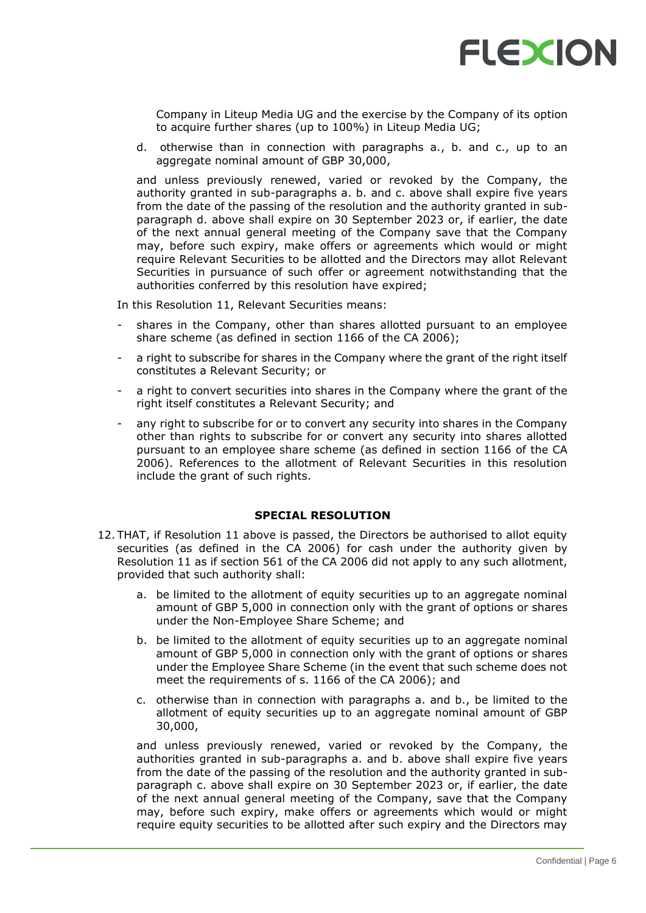Company in Liteup Media UG and the exercise by the Company of its option to acquire further shares (up to 100%) in Liteup Media UG;

d. otherwise than in connection with paragraphs a., b. and c., up to an aggregate nominal amount of GBP 30,000,

and unless previously renewed, varied or revoked by the Company, the authority granted in sub-paragraphs a. b. and c. above shall expire five years from the date of the passing of the resolution and the authority granted in sub-paragraph d. above shall expire on 30 September 2023 or, if earlier, the date of the next annual general meeting of the Company save that the Company may, before such expiry, make offers or agreements which would or might require Relevant Securities to be allotted and the Directors may allot Relevant Securities in pursuance of such offer or agreement notwithstanding that the authorities conferred by this resolution have expired;

In this Resolution 11, Relevant Securities means:

- shares in the Company, other than shares allotted pursuant to an employee share scheme (as defined in section 1166 of the CA 2006);
- a right to subscribe for shares in the Company where the grant of the right itself constitutes a Relevant Security; or
- a right to convert securities into shares in the Company where the grant of the right itself constitutes a Relevant Security; and
- any right to subscribe for or to convert any security into shares in the Company other than rights to subscribe for or convert any security into shares allotted pursuant to an employee share scheme (as defined in section 1166 of the CA 2006). References to the allotment of Relevant Securities in this resolution include the grant of such rights.

**SPECIAL RESOLUTION**

12. THAT, if Resolution 11 above is passed, the Directors be authorised to allot equity securities (as defined in the CA 2006) for cash under the authority given by Resolution 11 as if section 561 of the CA 2006 did not apply to any such allotment, provided that such authority shall:

    a. be limited to the allotment of equity securities up to an aggregate nominal amount of GBP 5,000 in connection only with the grant of options or shares under the Non-Employee Share Scheme; and

    b. be limited to the allotment of equity securities up to an aggregate nominal amount of GBP 5,000 in connection only with the grant of options or shares under the Employee Share Scheme (in the event that such scheme does not meet the requirements of s. 1166 of the CA 2006); and

    c. otherwise than in connection with paragraphs a. and b., be limited to the allotment of equity securities up to an aggregate nominal amount of GBP 30,000,

    and unless previously renewed, varied or revoked by the Company, the authorities granted in sub-paragraphs a. and b. above shall expire five years from the date of the passing of the resolution and the authority granted in sub-paragraph c. above shall expire on 30 September 2023 or, if earlier, the date of the next annual general meeting of the Company, save that the Company may, before such expiry, make offers or agreements which would or might require equity securities to be allotted after such expiry and the Directors may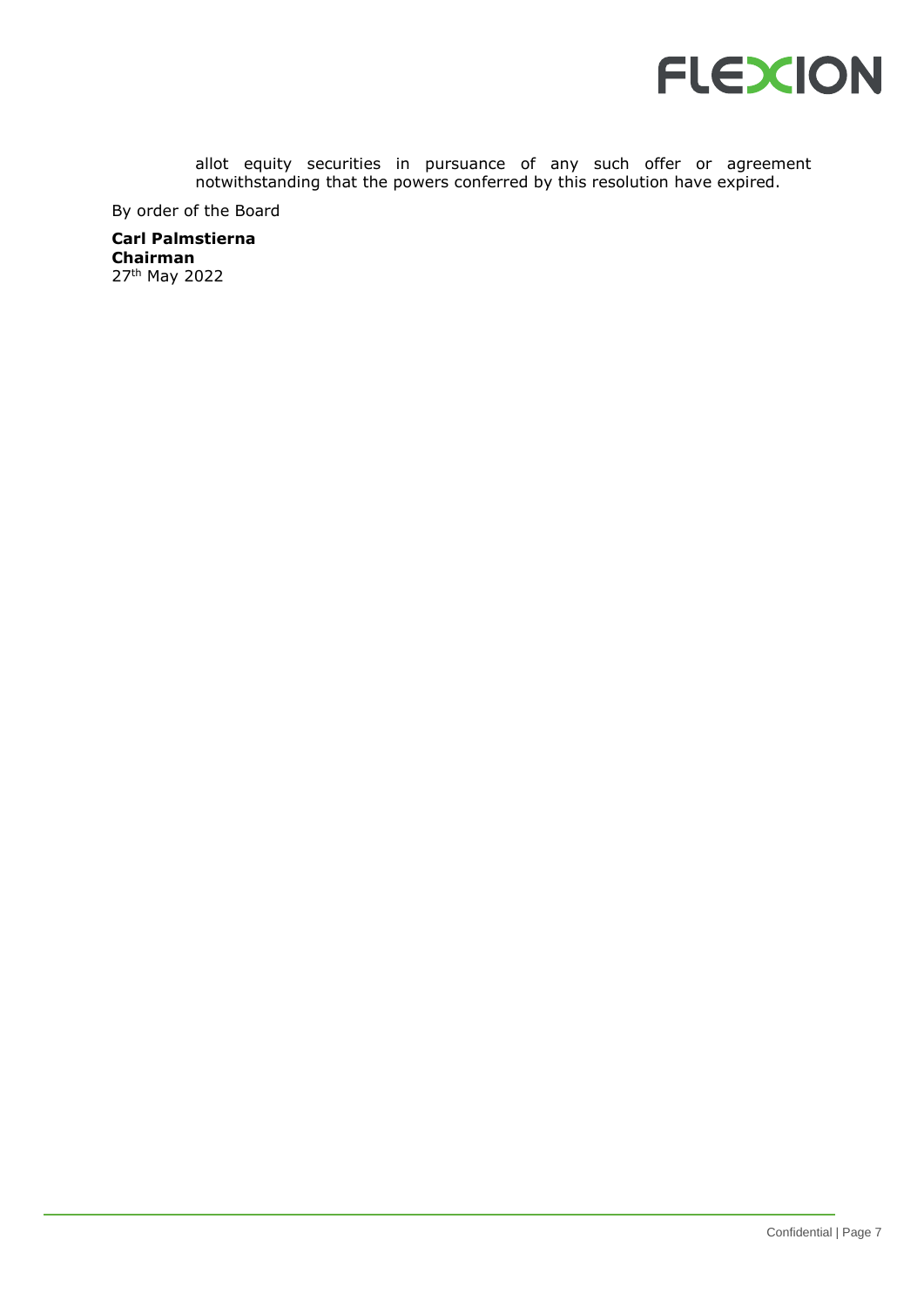allot equity securities in pursuance of any such offer or agreement notwithstanding that the powers conferred by this resolution have expired.

By order of the Board

**Carl Palmstierna**
**Chairman**
27th May 2022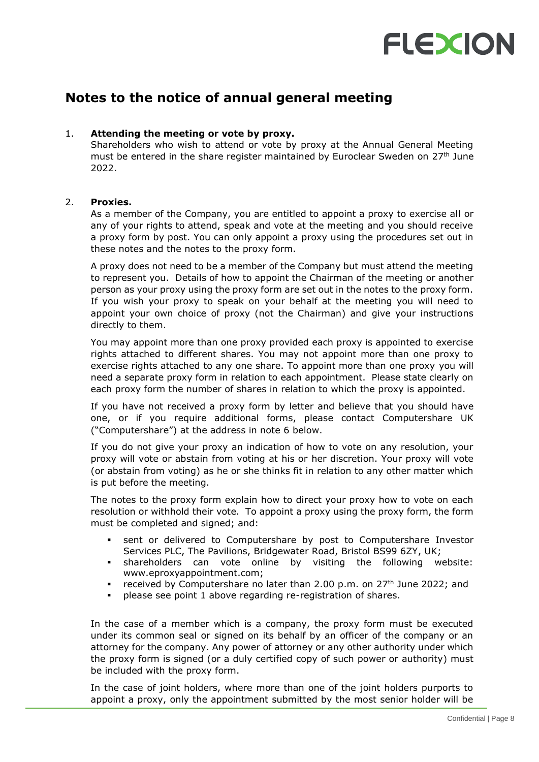## Notes to the notice of annual general meeting

1. **Attending the meeting or vote by proxy.**
   Shareholders who wish to attend or vote by proxy at the Annual General Meeting must be entered in the share register maintained by Euroclear Sweden on 27th June 2022.

2. **Proxies.**
   As a member of the Company, you are entitled to appoint a proxy to exercise all or any of your rights to attend, speak and vote at the meeting and you should receive a proxy form by post. You can only appoint a proxy using the procedures set out in these notes and the notes to the proxy form.

   A proxy does not need to be a member of the Company but must attend the meeting to represent you. Details of how to appoint the Chairman of the meeting or another person as your proxy using the proxy form are set out in the notes to the proxy form. If you wish your proxy to speak on your behalf at the meeting you will need to appoint your own choice of proxy (not the Chairman) and give your instructions directly to them.

   You may appoint more than one proxy provided each proxy is appointed to exercise rights attached to different shares. You may not appoint more than one proxy to exercise rights attached to any one share. To appoint more than one proxy you will need a separate proxy form in relation to each appointment. Please state clearly on each proxy form the number of shares in relation to which the proxy is appointed.

   If you have not received a proxy form by letter and believe that you should have one, or if you require additional forms, please contact Computershare UK ("Computershare") at the address in note 6 below.

   If you do not give your proxy an indication of how to vote on any resolution, your proxy will vote or abstain from voting at his or her discretion. Your proxy will vote (or abstain from voting) as he or she thinks fit in relation to any other matter which is put before the meeting.

   The notes to the proxy form explain how to direct your proxy how to vote on each resolution or withhold their vote. To appoint a proxy using the proxy form, the form must be completed and signed; and:

   - sent or delivered to Computershare by post to Computershare Investor Services PLC, The Pavilions, Bridgewater Road, Bristol BS99 6ZY, UK;
   - shareholders can vote online by visiting the following website: www.eproxyappointment.com;
   - received by Computershare no later than 2.00 p.m. on 27th June 2022; and
   - please see point 1 above regarding re-registration of shares.

   In the case of a member which is a company, the proxy form must be executed under its common seal or signed on its behalf by an officer of the company or an attorney for the company. Any power of attorney or any other authority under which the proxy form is signed (or a duly certified copy of such power or authority) must be included with the proxy form.

   In the case of joint holders, where more than one of the joint holders purports to appoint a proxy, only the appointment submitted by the most senior holder will be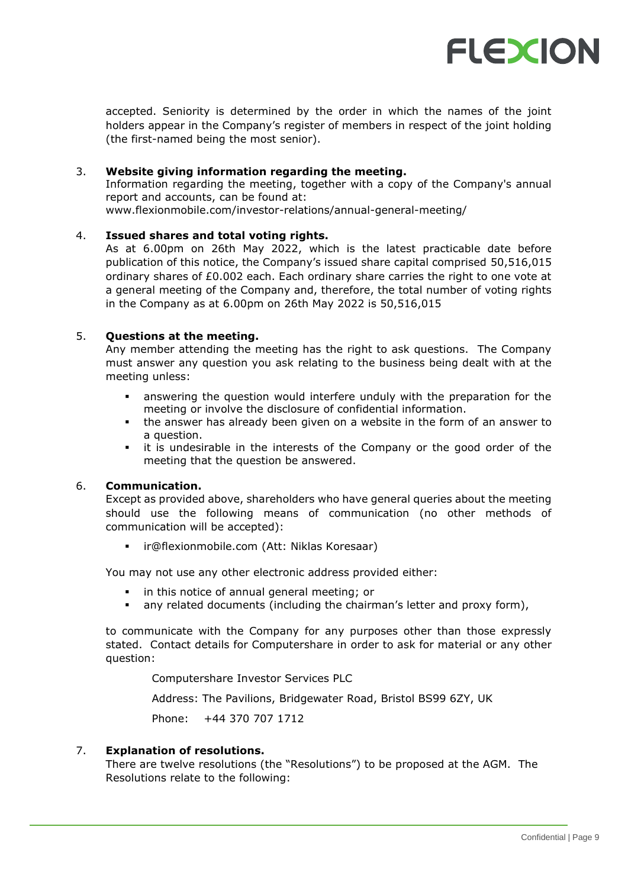accepted. Seniority is determined by the order in which the names of the joint holders appear in the Company's register of members in respect of the joint holding (the first-named being the most senior).

3. **Website giving information regarding the meeting.**
   Information regarding the meeting, together with a copy of the Company's annual report and accounts, can be found at:
   www.flexionmobile.com/investor-relations/annual-general-meeting/

4. **Issued shares and total voting rights.**
   As at 6.00pm on 26th May 2022, which is the latest practicable date before publication of this notice, the Company's issued share capital comprised 50,516,015 ordinary shares of £0.002 each. Each ordinary share carries the right to one vote at a general meeting of the Company and, therefore, the total number of voting rights in the Company as at 6.00pm on 26th May 2022 is 50,516,015

5. **Questions at the meeting.**
   Any member attending the meeting has the right to ask questions. The Company must answer any question you ask relating to the business being dealt with at the meeting unless:

   - answering the question would interfere unduly with the preparation for the meeting or involve the disclosure of confidential information.
   - the answer has already been given on a website in the form of an answer to a question.
   - it is undesirable in the interests of the Company or the good order of the meeting that the question be answered.

6. **Communication.**
   Except as provided above, shareholders who have general queries about the meeting should use the following means of communication (no other methods of communication will be accepted):

   - ir@flexionmobile.com (Att: Niklas Koresaar)

   You may not use any other electronic address provided either:

   - in this notice of annual general meeting; or
   - any related documents (including the chairman's letter and proxy form),

   to communicate with the Company for any purposes other than those expressly stated. Contact details for Computershare in order to ask for material or any other question:

   Computershare Investor Services PLC

   Address: The Pavilions, Bridgewater Road, Bristol BS99 6ZY, UK

   Phone: +44 370 707 1712

7. **Explanation of resolutions.**
   There are twelve resolutions (the "Resolutions") to be proposed at the AGM. The Resolutions relate to the following: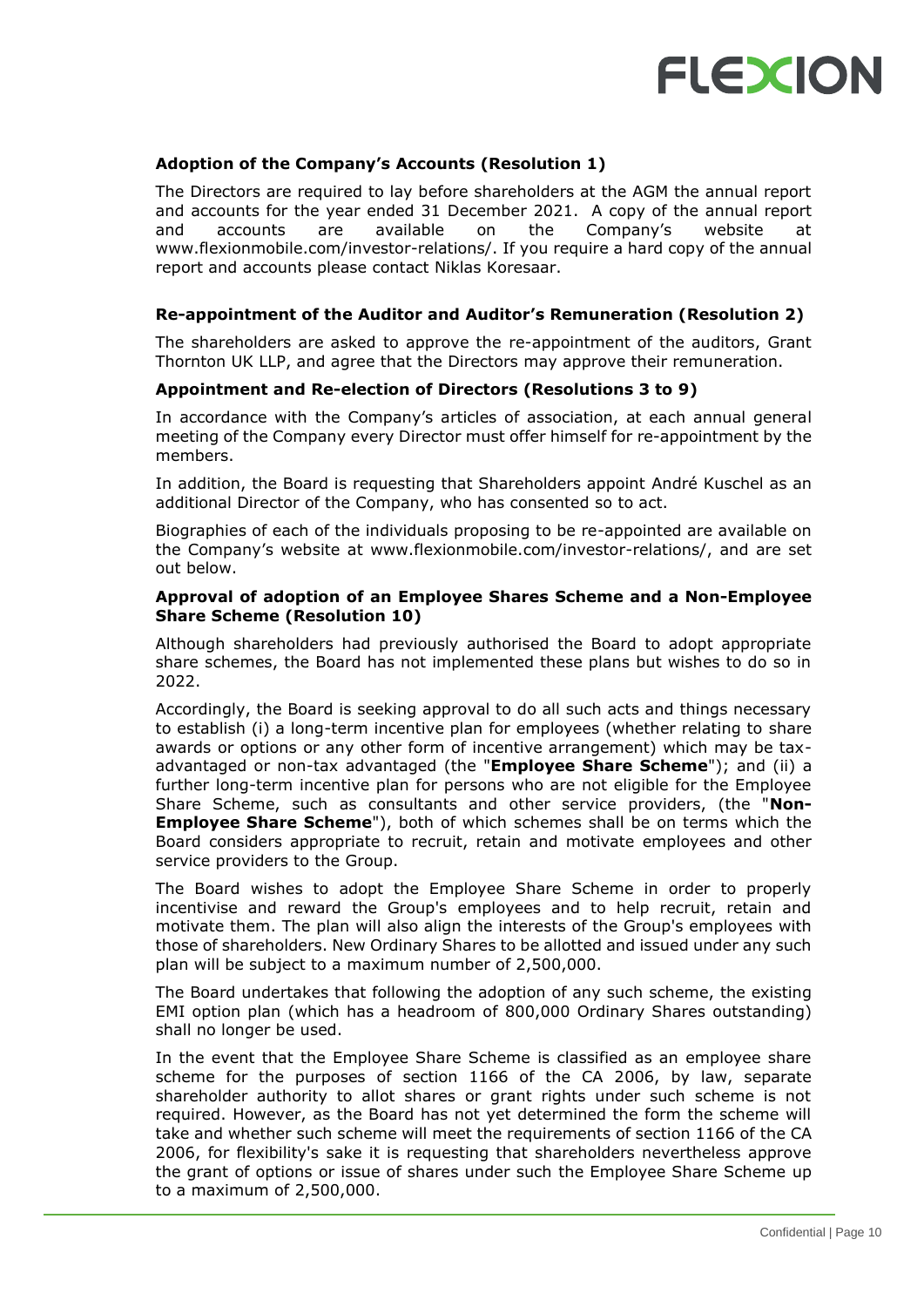### Adoption of the Company's Accounts (Resolution 1)

The Directors are required to lay before shareholders at the AGM the annual report and accounts for the year ended 31 December 2021. A copy of the annual report and accounts are available on the Company's website at www.flexionmobile.com/investor-relations/. If you require a hard copy of the annual report and accounts please contact Niklas Koresaar.

### Re-appointment of the Auditor and Auditor's Remuneration (Resolution 2)

The shareholders are asked to approve the re-appointment of the auditors, Grant Thornton UK LLP, and agree that the Directors may approve their remuneration.

### Appointment and Re-election of Directors (Resolutions 3 to 9)

In accordance with the Company's articles of association, at each annual general meeting of the Company every Director must offer himself for re-appointment by the members.

In addition, the Board is requesting that Shareholders appoint André Kuschel as an additional Director of the Company, who has consented so to act.

Biographies of each of the individuals proposing to be re-appointed are available on the Company's website at www.flexionmobile.com/investor-relations/, and are set out below.

### Approval of adoption of an Employee Shares Scheme and a Non-Employee Share Scheme (Resolution 10)

Although shareholders had previously authorised the Board to adopt appropriate share schemes, the Board has not implemented these plans but wishes to do so in 2022.

Accordingly, the Board is seeking approval to do all such acts and things necessary to establish (i) a long-term incentive plan for employees (whether relating to share awards or options or any other form of incentive arrangement) which may be tax-advantaged or non-tax advantaged (the "**Employee Share Scheme**"); and (ii) a further long-term incentive plan for persons who are not eligible for the Employee Share Scheme, such as consultants and other service providers, (the "**Non-Employee Share Scheme**"), both of which schemes shall be on terms which the Board considers appropriate to recruit, retain and motivate employees and other service providers to the Group.

The Board wishes to adopt the Employee Share Scheme in order to properly incentivise and reward the Group's employees and to help recruit, retain and motivate them. The plan will also align the interests of the Group's employees with those of shareholders. New Ordinary Shares to be allotted and issued under any such plan will be subject to a maximum number of 2,500,000.

The Board undertakes that following the adoption of any such scheme, the existing EMI option plan (which has a headroom of 800,000 Ordinary Shares outstanding) shall no longer be used.

In the event that the Employee Share Scheme is classified as an employee share scheme for the purposes of section 1166 of the CA 2006, by law, separate shareholder authority to allot shares or grant rights under such scheme is not required. However, as the Board has not yet determined the form the scheme will take and whether such scheme will meet the requirements of section 1166 of the CA 2006, for flexibility's sake it is requesting that shareholders nevertheless approve the grant of options or issue of shares under such the Employee Share Scheme up to a maximum of 2,500,000.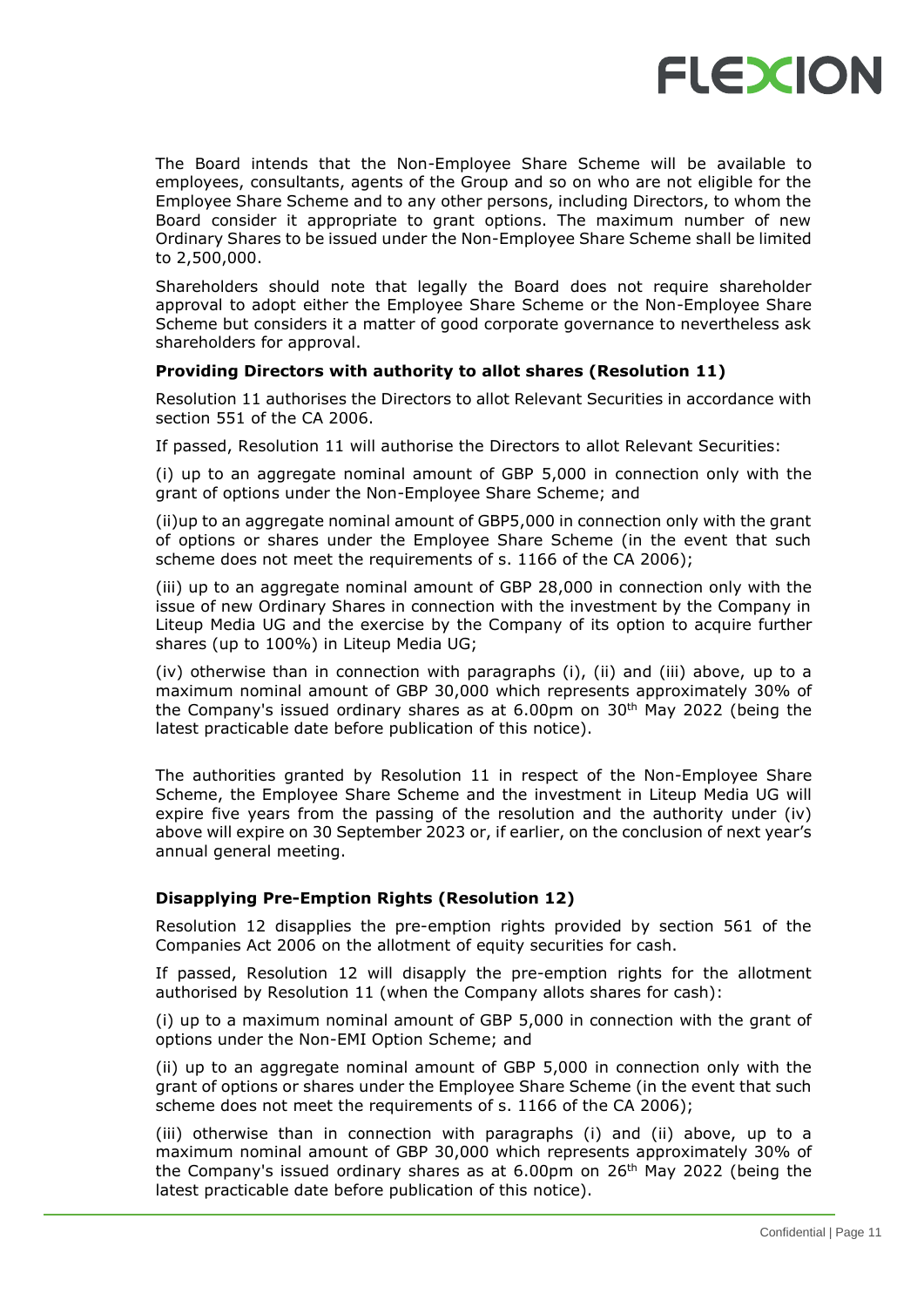The Board intends that the Non-Employee Share Scheme will be available to employees, consultants, agents of the Group and so on who are not eligible for the Employee Share Scheme and to any other persons, including Directors, to whom the Board consider it appropriate to grant options. The maximum number of new Ordinary Shares to be issued under the Non-Employee Share Scheme shall be limited to 2,500,000.

Shareholders should note that legally the Board does not require shareholder approval to adopt either the Employee Share Scheme or the Non-Employee Share Scheme but considers it a matter of good corporate governance to nevertheless ask shareholders for approval.

**Providing Directors with authority to allot shares (Resolution 11)**

Resolution 11 authorises the Directors to allot Relevant Securities in accordance with section 551 of the CA 2006.

If passed, Resolution 11 will authorise the Directors to allot Relevant Securities:

(i) up to an aggregate nominal amount of GBP 5,000 in connection only with the grant of options under the Non-Employee Share Scheme; and

(ii)up to an aggregate nominal amount of GBP5,000 in connection only with the grant of options or shares under the Employee Share Scheme (in the event that such scheme does not meet the requirements of s. 1166 of the CA 2006);

(iii) up to an aggregate nominal amount of GBP 28,000 in connection only with the issue of new Ordinary Shares in connection with the investment by the Company in Liteup Media UG and the exercise by the Company of its option to acquire further shares (up to 100%) in Liteup Media UG;

(iv) otherwise than in connection with paragraphs (i), (ii) and (iii) above, up to a maximum nominal amount of GBP 30,000 which represents approximately 30% of the Company's issued ordinary shares as at 6.00pm on 30th May 2022 (being the latest practicable date before publication of this notice).

The authorities granted by Resolution 11 in respect of the Non-Employee Share Scheme, the Employee Share Scheme and the investment in Liteup Media UG will expire five years from the passing of the resolution and the authority under (iv) above will expire on 30 September 2023 or, if earlier, on the conclusion of next year's annual general meeting.

**Disapplying Pre-Emption Rights (Resolution 12)**

Resolution 12 disapplies the pre-emption rights provided by section 561 of the Companies Act 2006 on the allotment of equity securities for cash.

If passed, Resolution 12 will disapply the pre-emption rights for the allotment authorised by Resolution 11 (when the Company allots shares for cash):

(i) up to a maximum nominal amount of GBP 5,000 in connection with the grant of options under the Non-EMI Option Scheme; and

(ii) up to an aggregate nominal amount of GBP 5,000 in connection only with the grant of options or shares under the Employee Share Scheme (in the event that such scheme does not meet the requirements of s. 1166 of the CA 2006);

(iii) otherwise than in connection with paragraphs (i) and (ii) above, up to a maximum nominal amount of GBP 30,000 which represents approximately 30% of the Company's issued ordinary shares as at 6.00pm on 26th May 2022 (being the latest practicable date before publication of this notice).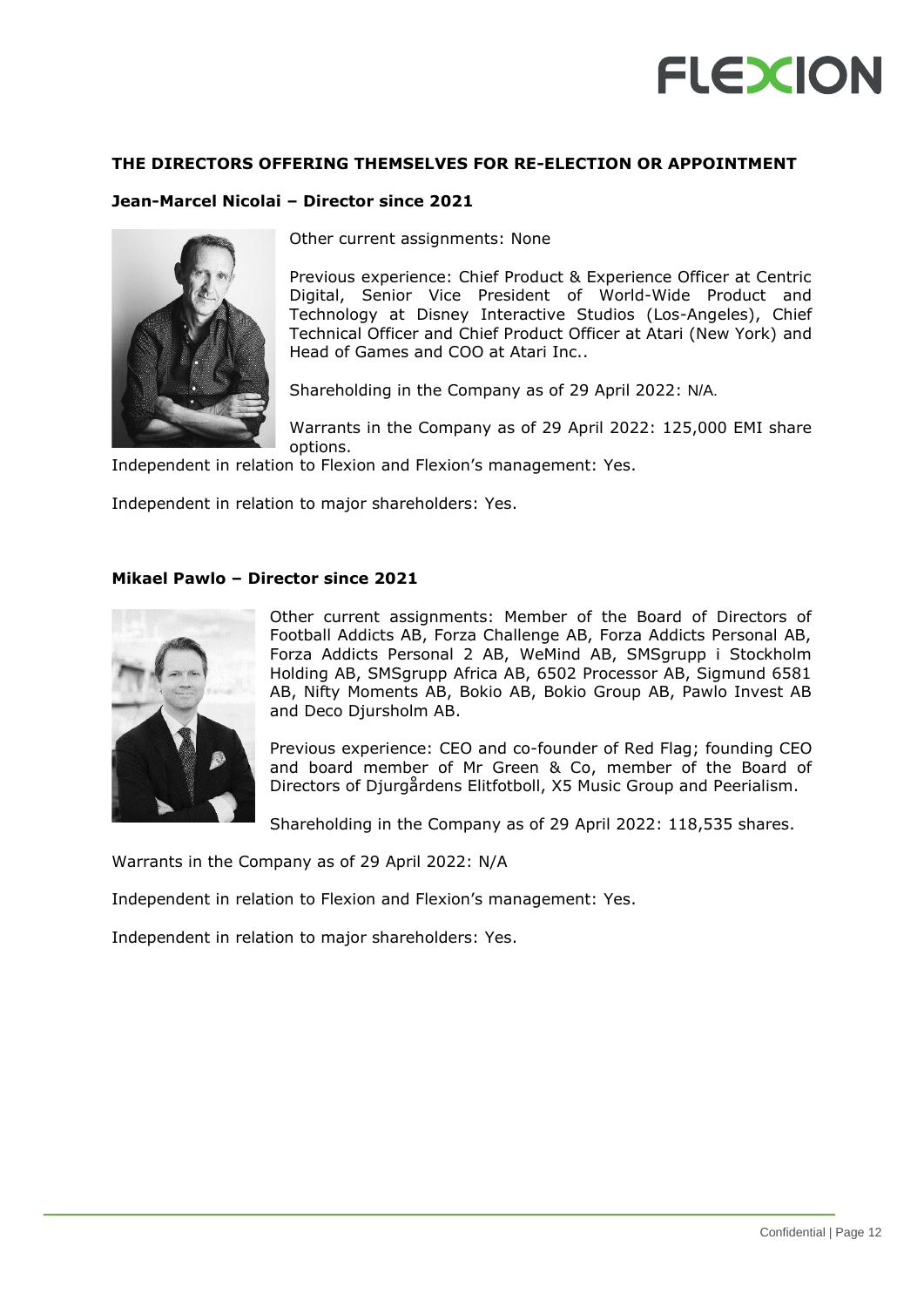## THE DIRECTORS OFFERING THEMSELVES FOR RE-ELECTION OR APPOINTMENT

### Jean-Marcel Nicolai – Director since 2021

Other current assignments: None

Previous experience: Chief Product & Experience Officer at Centric Digital, Senior Vice President of World-Wide Product and Technology at Disney Interactive Studios (Los-Angeles), Chief Technical Officer and Chief Product Officer at Atari (New York) and Head of Games and COO at Atari Inc..

Shareholding in the Company as of 29 April 2022: N/A.

Warrants in the Company as of 29 April 2022: 125,000 EMI share options.

Independent in relation to Flexion and Flexion's management: Yes.

Independent in relation to major shareholders: Yes.

### Mikael Pawlo – Director since 2021

Other current assignments: Member of the Board of Directors of Football Addicts AB, Forza Challenge AB, Forza Addicts Personal AB, Forza Addicts Personal 2 AB, WeMind AB, SMSgrupp i Stockholm Holding AB, SMSgrupp Africa AB, 6502 Processor AB, Sigmund 6581 AB, Nifty Moments AB, Bokio AB, Bokio Group AB, Pawlo Invest AB and Deco Djursholm AB.

Previous experience: CEO and co-founder of Red Flag; founding CEO and board member of Mr Green & Co, member of the Board of Directors of Djurgårdens Elitfotboll, X5 Music Group and Peerialism.

Shareholding in the Company as of 29 April 2022: 118,535 shares.

Warrants in the Company as of 29 April 2022: N/A

Independent in relation to Flexion and Flexion's management: Yes.

Independent in relation to major shareholders: Yes.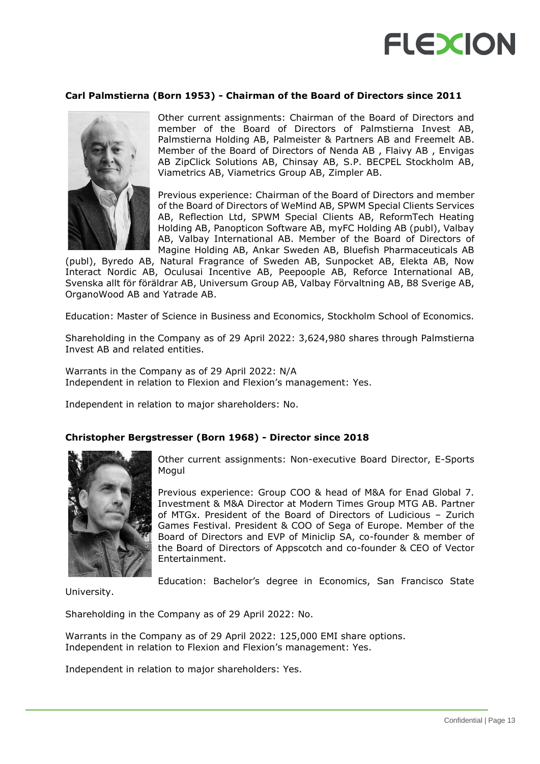**Carl Palmstierna (Born 1953) - Chairman of the Board of Directors since 2011**

Other current assignments: Chairman of the Board of Directors and member of the Board of Directors of Palmstierna Invest AB, Palmstierna Holding AB, Palmeister & Partners AB and Freemelt AB. Member of the Board of Directors of Nenda AB , Flaivy AB , Envigas AB ZipClick Solutions AB, Chinsay AB, S.P. BECPEL Stockholm AB, Viametrics AB, Viametrics Group AB, Zimpler AB.

Previous experience: Chairman of the Board of Directors and member of the Board of Directors of WeMind AB, SPWM Special Clients Services AB, Reflection Ltd, SPWM Special Clients AB, ReformTech Heating Holding AB, Panopticon Software AB, myFC Holding AB (publ), Valbay AB, Valbay International AB. Member of the Board of Directors of Magine Holding AB, Ankar Sweden AB, Bluefish Pharmaceuticals AB (publ), Byredo AB, Natural Fragrance of Sweden AB, Sunpocket AB, Elekta AB, Now Interact Nordic AB, Oculusai Incentive AB, Peepoople AB, Reforce International AB, Svenska allt för föräldrar AB, Universum Group AB, Valbay Förvaltning AB, B8 Sverige AB, OrganoWood AB and Yatrade AB.

Education: Master of Science in Business and Economics, Stockholm School of Economics.

Shareholding in the Company as of 29 April 2022: 3,624,980 shares through Palmstierna Invest AB and related entities.

Warrants in the Company as of 29 April 2022: N/A
Independent in relation to Flexion and Flexion's management: Yes.

Independent in relation to major shareholders: No.

**Christopher Bergstresser (Born 1968) - Director since 2018**

Other current assignments: Non-executive Board Director, E-Sports Mogul

Previous experience: Group COO & head of M&A for Enad Global 7. Investment & M&A Director at Modern Times Group MTG AB. Partner of MTGx. President of the Board of Directors of Ludicious – Zurich Games Festival. President & COO of Sega of Europe. Member of the Board of Directors and EVP of Miniclip SA, co-founder & member of the Board of Directors of Appscotch and co-founder & CEO of Vector Entertainment.

Education: Bachelor's degree in Economics, San Francisco State University.

Shareholding in the Company as of 29 April 2022: No.

Warrants in the Company as of 29 April 2022: 125,000 EMI share options.
Independent in relation to Flexion and Flexion's management: Yes.

Independent in relation to major shareholders: Yes.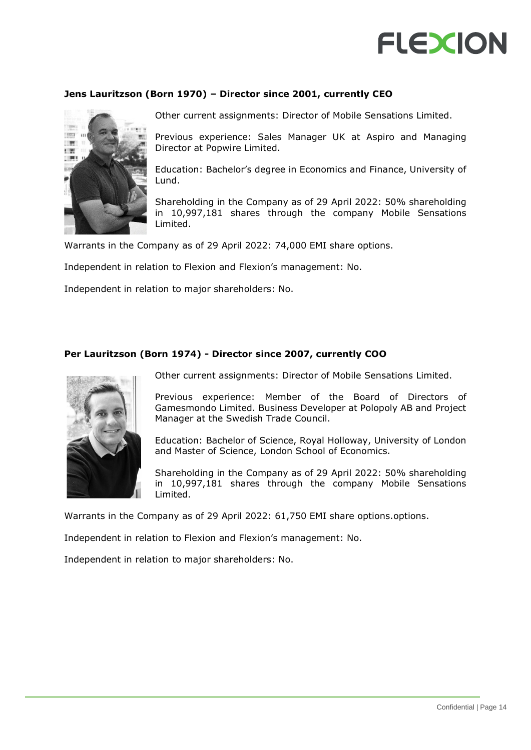**Jens Lauritzson (Born 1970) – Director since 2001, currently CEO**

Other current assignments: Director of Mobile Sensations Limited.

Previous experience: Sales Manager UK at Aspiro and Managing Director at Popwire Limited.

Education: Bachelor's degree in Economics and Finance, University of Lund.

Shareholding in the Company as of 29 April 2022: 50% shareholding in 10,997,181 shares through the company Mobile Sensations Limited.

Warrants in the Company as of 29 April 2022: 74,000 EMI share options.

Independent in relation to Flexion and Flexion's management: No.

Independent in relation to major shareholders: No.

**Per Lauritzson (Born 1974) - Director since 2007, currently COO**

Other current assignments: Director of Mobile Sensations Limited.

Previous experience: Member of the Board of Directors of Gamesmondo Limited. Business Developer at Polopoly AB and Project Manager at the Swedish Trade Council.

Education: Bachelor of Science, Royal Holloway, University of London and Master of Science, London School of Economics.

Shareholding in the Company as of 29 April 2022: 50% shareholding in 10,997,181 shares through the company Mobile Sensations Limited.

Warrants in the Company as of 29 April 2022: 61,750 EMI share options.options.

Independent in relation to Flexion and Flexion's management: No.

Independent in relation to major shareholders: No.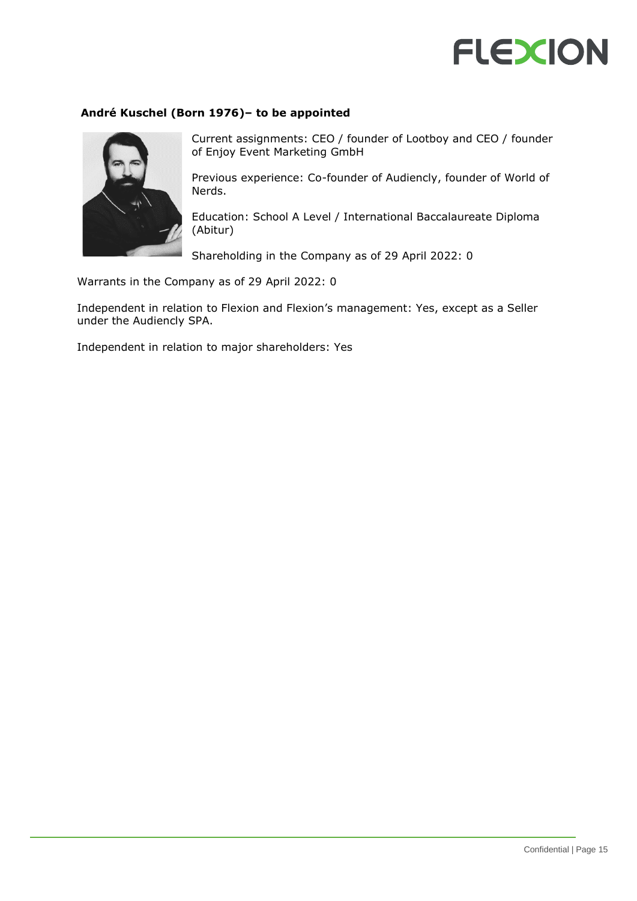**André Kuschel (Born 1976)– to be appointed**

Current assignments: CEO / founder of Lootboy and CEO / founder of Enjoy Event Marketing GmbH

Previous experience: Co-founder of Audiencly, founder of World of Nerds.

Education: School A Level / International Baccalaureate Diploma (Abitur)

Shareholding in the Company as of 29 April 2022: 0

Warrants in the Company as of 29 April 2022: 0

Independent in relation to Flexion and Flexion's management: Yes, except as a Seller under the Audiencly SPA.

Independent in relation to major shareholders: Yes